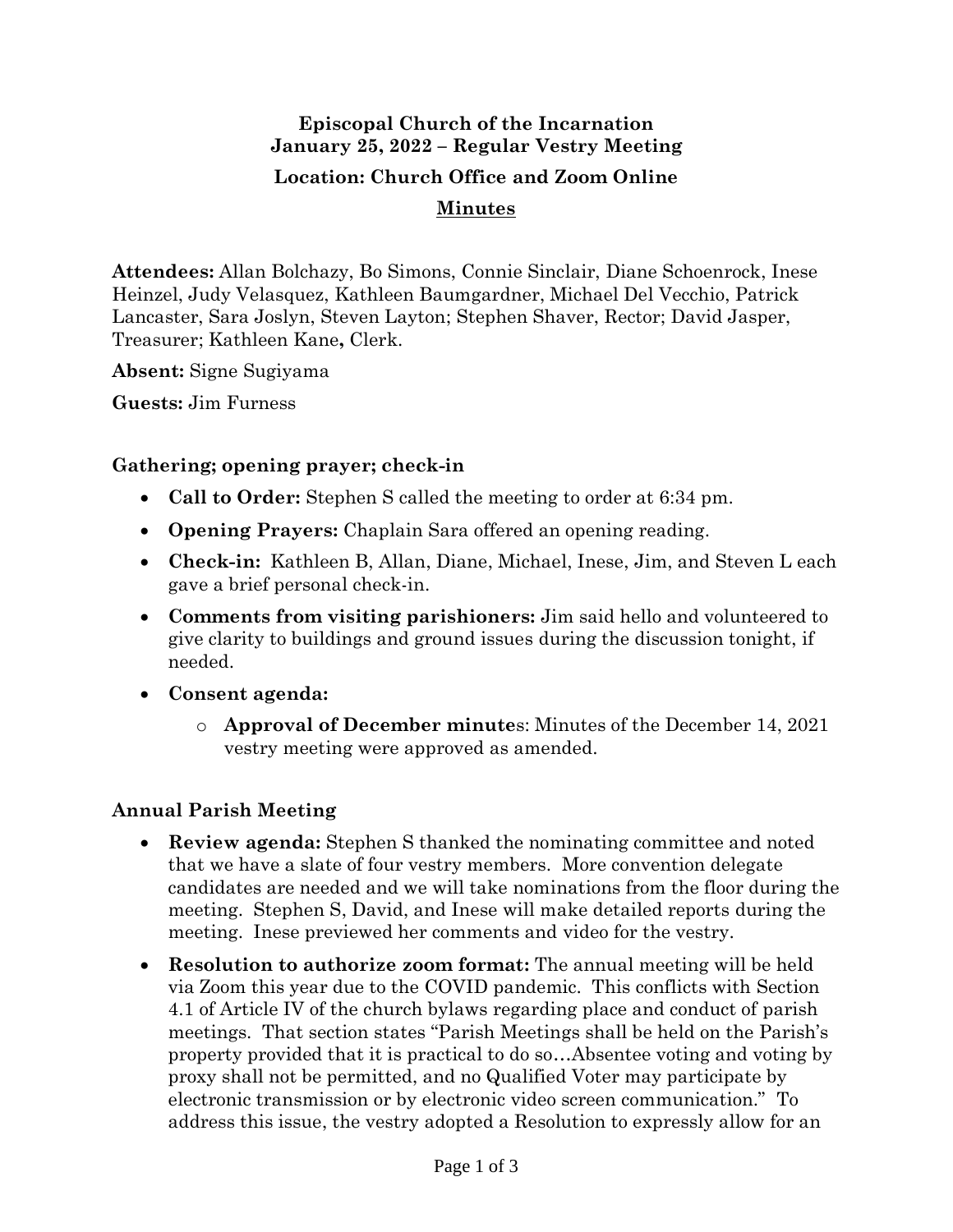# Episcopal Church of the Incarnation
# January 25, 2022 – Regular Vestry Meeting
## Location: Church Office and Zoom Online
## Minutes

**Attendees:** Allan Bolchazy, Bo Simons, Connie Sinclair, Diane Schoenrock, Inese Heinzel, Judy Velasquez, Kathleen Baumgardner, Michael Del Vecchio, Patrick Lancaster, Sara Joslyn, Steven Layton; Stephen Shaver, Rector; David Jasper, Treasurer; Kathleen Kane**,** Clerk.

**Absent:** Signe Sugiyama

**Guests:** Jim Furness

### Gathering; opening prayer; check-in

- **Call to Order:** Stephen S called the meeting to order at 6:34 pm.
- **Opening Prayers:** Chaplain Sara offered an opening reading.
- **Check-in:** Kathleen B, Allan, Diane, Michael, Inese, Jim, and Steven L each gave a brief personal check-in.
- **Comments from visiting parishioners:** Jim said hello and volunteered to give clarity to buildings and ground issues during the discussion tonight, if needed.
- **Consent agenda:**
  - **Approval of December minute**s: Minutes of the December 14, 2021 vestry meeting were approved as amended.

### Annual Parish Meeting

- **Review agenda:** Stephen S thanked the nominating committee and noted that we have a slate of four vestry members. More convention delegate candidates are needed and we will take nominations from the floor during the meeting. Stephen S, David, and Inese will make detailed reports during the meeting. Inese previewed her comments and video for the vestry.
- **Resolution to authorize zoom format:** The annual meeting will be held via Zoom this year due to the COVID pandemic. This conflicts with Section 4.1 of Article IV of the church bylaws regarding place and conduct of parish meetings. That section states "Parish Meetings shall be held on the Parish's property provided that it is practical to do so…Absentee voting and voting by proxy shall not be permitted, and no Qualified Voter may participate by electronic transmission or by electronic video screen communication." To address this issue, the vestry adopted a Resolution to expressly allow for an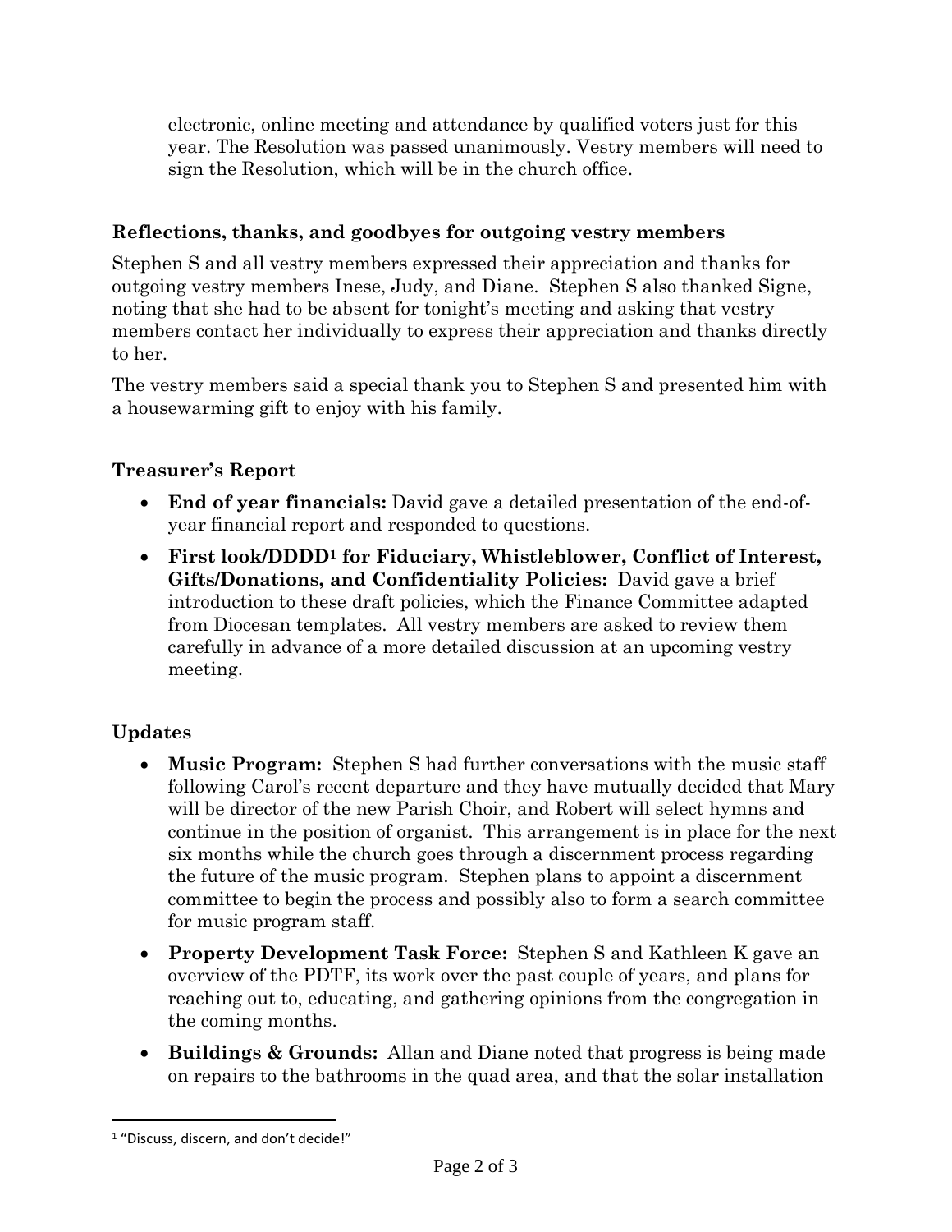electronic, online meeting and attendance by qualified voters just for this year. The Resolution was passed unanimously. Vestry members will need to sign the Resolution, which will be in the church office.

### Reflections, thanks, and goodbyes for outgoing vestry members

Stephen S and all vestry members expressed their appreciation and thanks for outgoing vestry members Inese, Judy, and Diane. Stephen S also thanked Signe, noting that she had to be absent for tonight's meeting and asking that vestry members contact her individually to express their appreciation and thanks directly to her.

The vestry members said a special thank you to Stephen S and presented him with a housewarming gift to enjoy with his family.

### Treasurer's Report

- **End of year financials:** David gave a detailed presentation of the end-of-year financial report and responded to questions.
- **First look/DDDD[1] for Fiduciary, Whistleblower, Conflict of Interest, Gifts/Donations, and Confidentiality Policies:** David gave a brief introduction to these draft policies, which the Finance Committee adapted from Diocesan templates. All vestry members are asked to review them carefully in advance of a more detailed discussion at an upcoming vestry meeting.

### Updates

- **Music Program:** Stephen S had further conversations with the music staff following Carol's recent departure and they have mutually decided that Mary will be director of the new Parish Choir, and Robert will select hymns and continue in the position of organist. This arrangement is in place for the next six months while the church goes through a discernment process regarding the future of the music program. Stephen plans to appoint a discernment committee to begin the process and possibly also to form a search committee for music program staff.
- **Property Development Task Force:** Stephen S and Kathleen K gave an overview of the PDTF, its work over the past couple of years, and plans for reaching out to, educating, and gathering opinions from the congregation in the coming months.
- **Buildings & Grounds:** Allan and Diane noted that progress is being made on repairs to the bathrooms in the quad area, and that the solar installation

[1] "Discuss, discern, and don't decide!"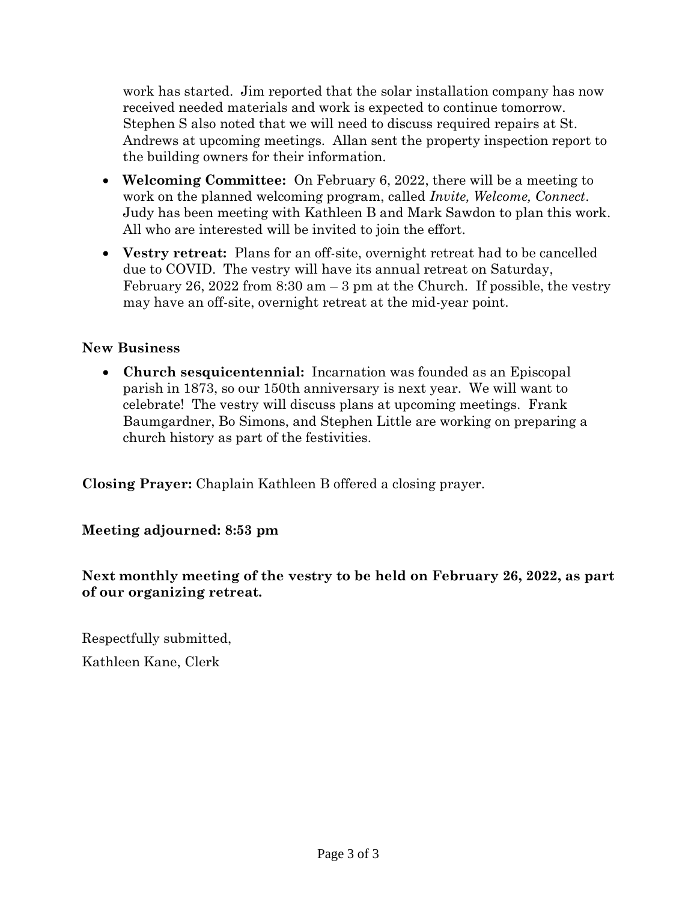work has started. Jim reported that the solar installation company has now received needed materials and work is expected to continue tomorrow. Stephen S also noted that we will need to discuss required repairs at St. Andrews at upcoming meetings. Allan sent the property inspection report to the building owners for their information.

- **Welcoming Committee:** On February 6, 2022, there will be a meeting to work on the planned welcoming program, called *Invite, Welcome, Connect*. Judy has been meeting with Kathleen B and Mark Sawdon to plan this work. All who are interested will be invited to join the effort.
- **Vestry retreat:** Plans for an off-site, overnight retreat had to be cancelled due to COVID. The vestry will have its annual retreat on Saturday, February 26, 2022 from 8:30 am – 3 pm at the Church. If possible, the vestry may have an off-site, overnight retreat at the mid-year point.

**New Business**

- **Church sesquicentennial:** Incarnation was founded as an Episcopal parish in 1873, so our 150th anniversary is next year. We will want to celebrate! The vestry will discuss plans at upcoming meetings. Frank Baumgardner, Bo Simons, and Stephen Little are working on preparing a church history as part of the festivities.

**Closing Prayer:** Chaplain Kathleen B offered a closing prayer.

**Meeting adjourned: 8:53 pm**

**Next monthly meeting of the vestry to be held on February 26, 2022, as part of our organizing retreat.**

Respectfully submitted,

Kathleen Kane, Clerk